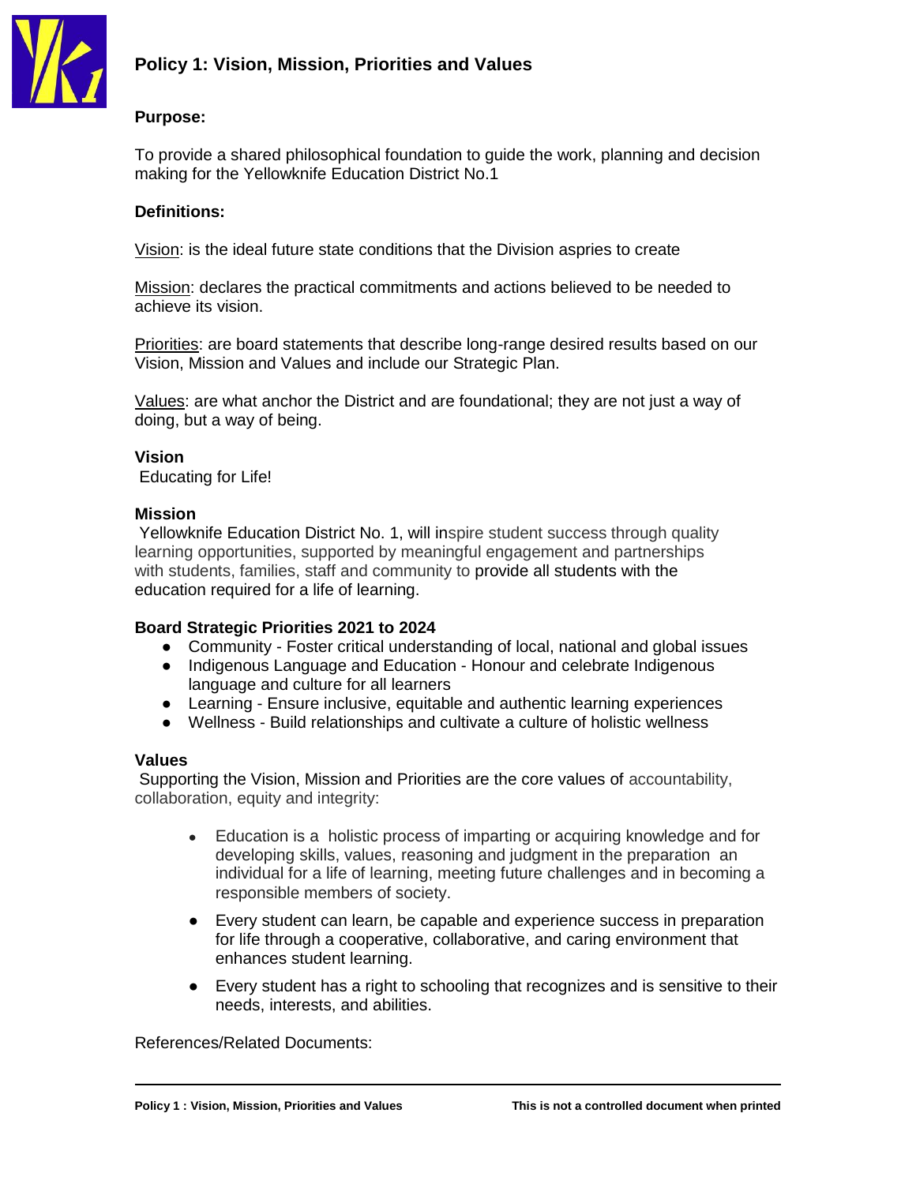# Policy 1: Vision, Mission, Priorities and Values

**Purpose:**

To provide a shared philosophical foundation to guide the work, planning and decision making for the Yellowknife Education District No.1

**Definitions:**

Vision: is the ideal future state conditions that the Division aspries to create

Mission: declares the practical commitments and actions believed to be needed to achieve its vision.

Priorities: are board statements that describe long-range desired results based on our Vision, Mission and Values and include our Strategic Plan.

Values: are what anchor the District and are foundational; they are not just a way of doing, but a way of being.

**Vision**

Educating for Life!

**Mission**

Yellowknife Education District No. 1, will inspire student success through quality learning opportunities, supported by meaningful engagement and partnerships with students, families, staff and community to provide all students with the education required for a life of learning.

**Board Strategic Priorities 2021 to 2024**

- Community - Foster critical understanding of local, national and global issues
- Indigenous Language and Education - Honour and celebrate Indigenous language and culture for all learners
- Learning - Ensure inclusive, equitable and authentic learning experiences
- Wellness - Build relationships and cultivate a culture of holistic wellness

**Values**

Supporting the Vision, Mission and Priorities are the core values of accountability, collaboration, equity and integrity:

- Education is a holistic process of imparting or acquiring knowledge and for developing skills, values, reasoning and judgment in the preparation an individual for a life of learning, meeting future challenges and in becoming a responsible members of society.
- Every student can learn, be capable and experience success in preparation for life through a cooperative, collaborative, and caring environment that enhances student learning.
- Every student has a right to schooling that recognizes and is sensitive to their needs, interests, and abilities.

References/Related Documents: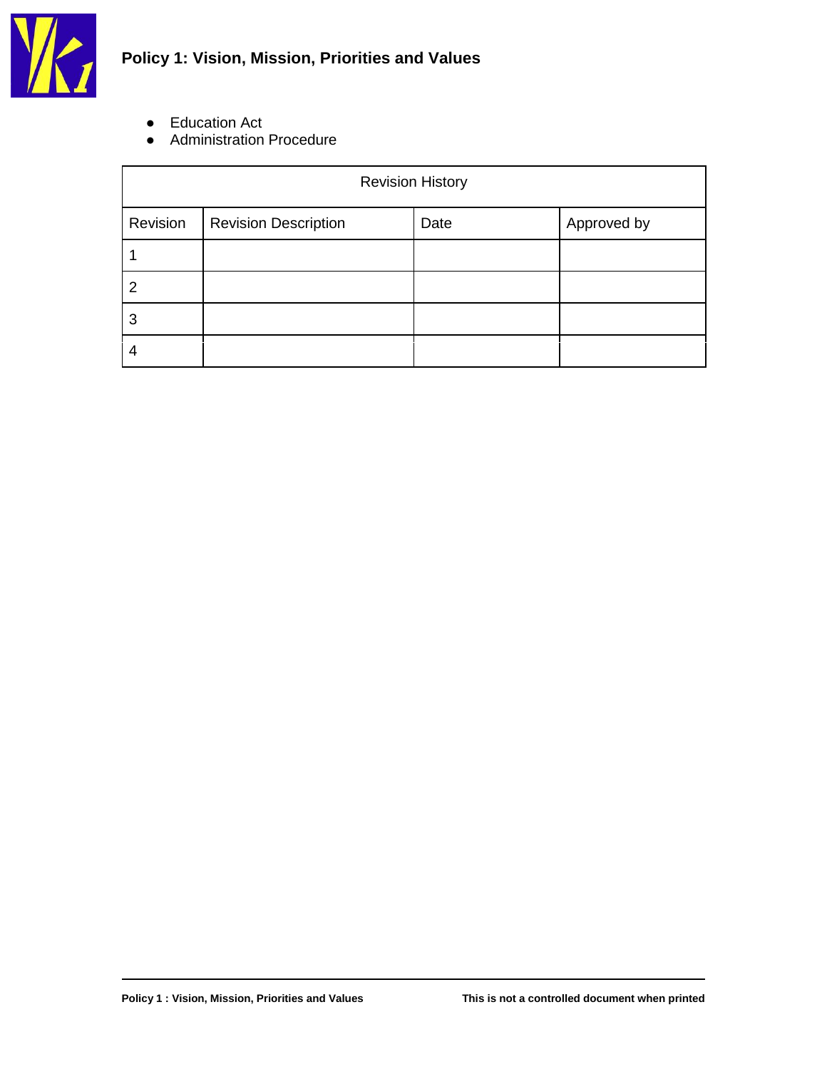- Education Act
- Administration Procedure

| Revision History | | | |
|---|---|---|---|
| Revision | Revision Description | Date | Approved by |
| 1 | | | |
| 2 | | | |
| 3 | | | |
| 4 | | | |